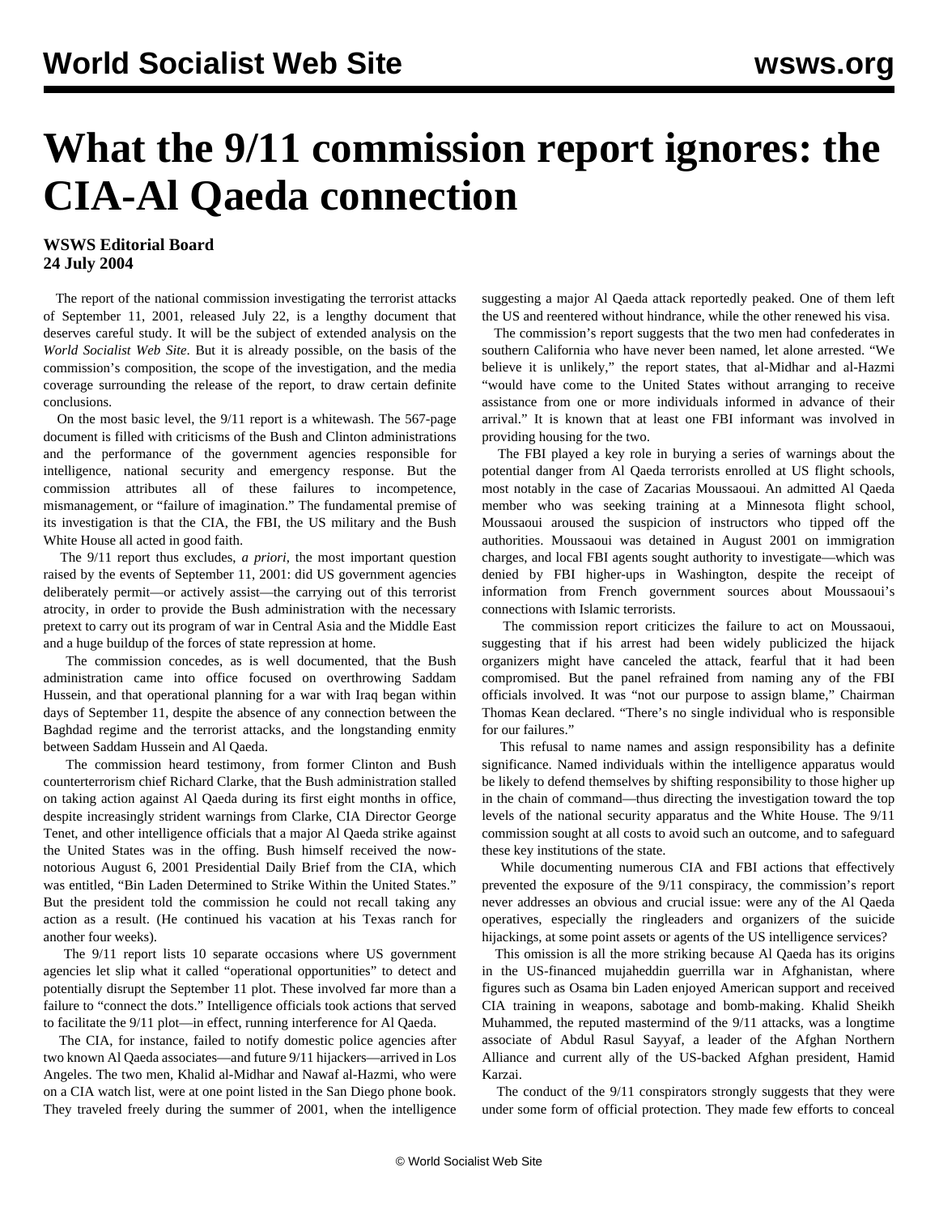# What the 9/11 commission report ignores: the CIA-Al Qaeda connection

**WSWS Editorial Board**
**24 July 2004**

The report of the national commission investigating the terrorist attacks of September 11, 2001, released July 22, is a lengthy document that deserves careful study. It will be the subject of extended analysis on the *World Socialist Web Site*. But it is already possible, on the basis of the commission's composition, the scope of the investigation, and the media coverage surrounding the release of the report, to draw certain definite conclusions.

On the most basic level, the 9/11 report is a whitewash. The 567-page document is filled with criticisms of the Bush and Clinton administrations and the performance of the government agencies responsible for intelligence, national security and emergency response. But the commission attributes all of these failures to incompetence, mismanagement, or "failure of imagination." The fundamental premise of its investigation is that the CIA, the FBI, the US military and the Bush White House all acted in good faith.

The 9/11 report thus excludes, *a priori*, the most important question raised by the events of September 11, 2001: did US government agencies deliberately permit—or actively assist—the carrying out of this terrorist atrocity, in order to provide the Bush administration with the necessary pretext to carry out its program of war in Central Asia and the Middle East and a huge buildup of the forces of state repression at home.

The commission concedes, as is well documented, that the Bush administration came into office focused on overthrowing Saddam Hussein, and that operational planning for a war with Iraq began within days of September 11, despite the absence of any connection between the Baghdad regime and the terrorist attacks, and the longstanding enmity between Saddam Hussein and Al Qaeda.

The commission heard testimony, from former Clinton and Bush counterterrorism chief Richard Clarke, that the Bush administration stalled on taking action against Al Qaeda during its first eight months in office, despite increasingly strident warnings from Clarke, CIA Director George Tenet, and other intelligence officials that a major Al Qaeda strike against the United States was in the offing. Bush himself received the now-notorious August 6, 2001 Presidential Daily Brief from the CIA, which was entitled, "Bin Laden Determined to Strike Within the United States." But the president told the commission he could not recall taking any action as a result. (He continued his vacation at his Texas ranch for another four weeks).

The 9/11 report lists 10 separate occasions where US government agencies let slip what it called "operational opportunities" to detect and potentially disrupt the September 11 plot. These involved far more than a failure to "connect the dots." Intelligence officials took actions that served to facilitate the 9/11 plot—in effect, running interference for Al Qaeda.

The CIA, for instance, failed to notify domestic police agencies after two known Al Qaeda associates—and future 9/11 hijackers—arrived in Los Angeles. The two men, Khalid al-Midhar and Nawaf al-Hazmi, who were on a CIA watch list, were at one point listed in the San Diego phone book. They traveled freely during the summer of 2001, when the intelligence suggesting a major Al Qaeda attack reportedly peaked. One of them left the US and reentered without hindrance, while the other renewed his visa.

The commission's report suggests that the two men had confederates in southern California who have never been named, let alone arrested. "We believe it is unlikely," the report states, that al-Midhar and al-Hazmi "would have come to the United States without arranging to receive assistance from one or more individuals informed in advance of their arrival." It is known that at least one FBI informant was involved in providing housing for the two.

The FBI played a key role in burying a series of warnings about the potential danger from Al Qaeda terrorists enrolled at US flight schools, most notably in the case of Zacarias Moussaoui. An admitted Al Qaeda member who was seeking training at a Minnesota flight school, Moussaoui aroused the suspicion of instructors who tipped off the authorities. Moussaoui was detained in August 2001 on immigration charges, and local FBI agents sought authority to investigate—which was denied by FBI higher-ups in Washington, despite the receipt of information from French government sources about Moussaoui's connections with Islamic terrorists.

The commission report criticizes the failure to act on Moussaoui, suggesting that if his arrest had been widely publicized the hijack organizers might have canceled the attack, fearful that it had been compromised. But the panel refrained from naming any of the FBI officials involved. It was "not our purpose to assign blame," Chairman Thomas Kean declared. "There's no single individual who is responsible for our failures."

This refusal to name names and assign responsibility has a definite significance. Named individuals within the intelligence apparatus would be likely to defend themselves by shifting responsibility to those higher up in the chain of command—thus directing the investigation toward the top levels of the national security apparatus and the White House. The 9/11 commission sought at all costs to avoid such an outcome, and to safeguard these key institutions of the state.

While documenting numerous CIA and FBI actions that effectively prevented the exposure of the 9/11 conspiracy, the commission's report never addresses an obvious and crucial issue: were any of the Al Qaeda operatives, especially the ringleaders and organizers of the suicide hijackings, at some point assets or agents of the US intelligence services?

This omission is all the more striking because Al Qaeda has its origins in the US-financed mujaheddin guerrilla war in Afghanistan, where figures such as Osama bin Laden enjoyed American support and received CIA training in weapons, sabotage and bomb-making. Khalid Sheikh Muhammed, the reputed mastermind of the 9/11 attacks, was a longtime associate of Abdul Rasul Sayyaf, a leader of the Afghan Northern Alliance and current ally of the US-backed Afghan president, Hamid Karzai.

The conduct of the 9/11 conspirators strongly suggests that they were under some form of official protection. They made few efforts to conceal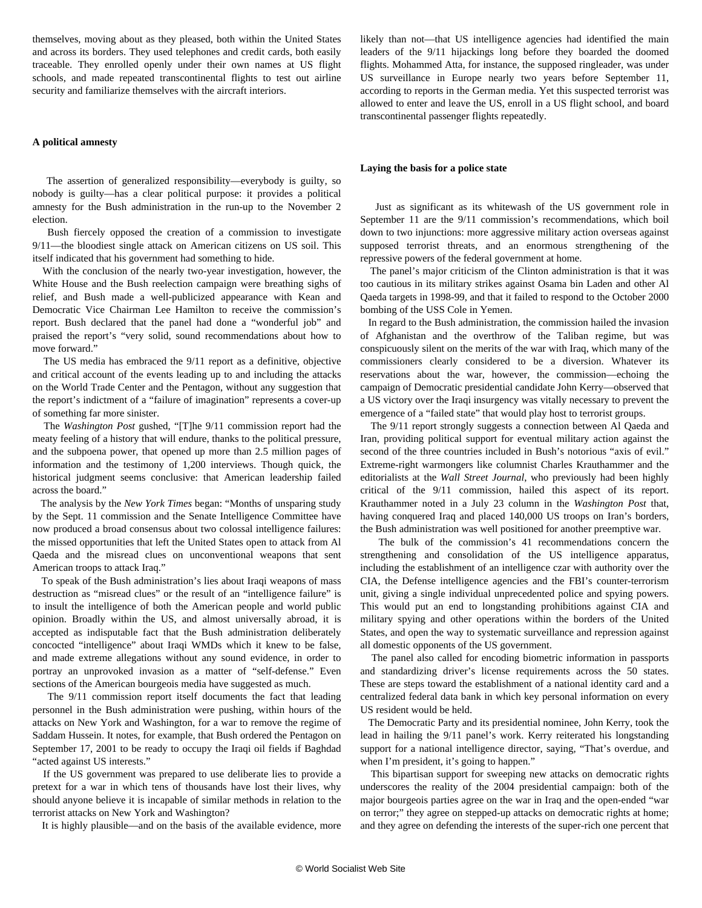themselves, moving about as they pleased, both within the United States and across its borders. They used telephones and credit cards, both easily traceable. They enrolled openly under their own names at US flight schools, and made repeated transcontinental flights to test out airline security and familiarize themselves with the aircraft interiors.

**A political amnesty**

The assertion of generalized responsibility—everybody is guilty, so nobody is guilty—has a clear political purpose: it provides a political amnesty for the Bush administration in the run-up to the November 2 election.

Bush fiercely opposed the creation of a commission to investigate 9/11—the bloodiest single attack on American citizens on US soil. This itself indicated that his government had something to hide.

With the conclusion of the nearly two-year investigation, however, the White House and the Bush reelection campaign were breathing sighs of relief, and Bush made a well-publicized appearance with Kean and Democratic Vice Chairman Lee Hamilton to receive the commission's report. Bush declared that the panel had done a "wonderful job" and praised the report's "very solid, sound recommendations about how to move forward."

The US media has embraced the 9/11 report as a definitive, objective and critical account of the events leading up to and including the attacks on the World Trade Center and the Pentagon, without any suggestion that the report's indictment of a "failure of imagination" represents a cover-up of something far more sinister.

The *Washington Post* gushed, "[T]he 9/11 commission report had the meaty feeling of a history that will endure, thanks to the political pressure, and the subpoena power, that opened up more than 2.5 million pages of information and the testimony of 1,200 interviews. Though quick, the historical judgment seems conclusive: that American leadership failed across the board."

The analysis by the *New York Times* began: "Months of unsparing study by the Sept. 11 commission and the Senate Intelligence Committee have now produced a broad consensus about two colossal intelligence failures: the missed opportunities that left the United States open to attack from Al Qaeda and the misread clues on unconventional weapons that sent American troops to attack Iraq."

To speak of the Bush administration's lies about Iraqi weapons of mass destruction as "misread clues" or the result of an "intelligence failure" is to insult the intelligence of both the American people and world public opinion. Broadly within the US, and almost universally abroad, it is accepted as indisputable fact that the Bush administration deliberately concocted "intelligence" about Iraqi WMDs which it knew to be false, and made extreme allegations without any sound evidence, in order to portray an unprovoked invasion as a matter of "self-defense." Even sections of the American bourgeois media have suggested as much.

The 9/11 commission report itself documents the fact that leading personnel in the Bush administration were pushing, within hours of the attacks on New York and Washington, for a war to remove the regime of Saddam Hussein. It notes, for example, that Bush ordered the Pentagon on September 17, 2001 to be ready to occupy the Iraqi oil fields if Baghdad "acted against US interests."

If the US government was prepared to use deliberate lies to provide a pretext for a war in which tens of thousands have lost their lives, why should anyone believe it is incapable of similar methods in relation to the terrorist attacks on New York and Washington?

It is highly plausible—and on the basis of the available evidence, more likely than not—that US intelligence agencies had identified the main leaders of the 9/11 hijackings long before they boarded the doomed flights. Mohammed Atta, for instance, the supposed ringleader, was under US surveillance in Europe nearly two years before September 11, according to reports in the German media. Yet this suspected terrorist was allowed to enter and leave the US, enroll in a US flight school, and board transcontinental passenger flights repeatedly.

**Laying the basis for a police state**

Just as significant as its whitewash of the US government role in September 11 are the 9/11 commission's recommendations, which boil down to two injunctions: more aggressive military action overseas against supposed terrorist threats, and an enormous strengthening of the repressive powers of the federal government at home.

The panel's major criticism of the Clinton administration is that it was too cautious in its military strikes against Osama bin Laden and other Al Qaeda targets in 1998-99, and that it failed to respond to the October 2000 bombing of the USS Cole in Yemen.

In regard to the Bush administration, the commission hailed the invasion of Afghanistan and the overthrow of the Taliban regime, but was conspicuously silent on the merits of the war with Iraq, which many of the commissioners clearly considered to be a diversion. Whatever its reservations about the war, however, the commission—echoing the campaign of Democratic presidential candidate John Kerry—observed that a US victory over the Iraqi insurgency was vitally necessary to prevent the emergence of a "failed state" that would play host to terrorist groups.

The 9/11 report strongly suggests a connection between Al Qaeda and Iran, providing political support for eventual military action against the second of the three countries included in Bush's notorious "axis of evil." Extreme-right warmongers like columnist Charles Krauthammer and the editorialists at the *Wall Street Journal*, who previously had been highly critical of the 9/11 commission, hailed this aspect of its report. Krauthammer noted in a July 23 column in the *Washington Post* that, having conquered Iraq and placed 140,000 US troops on Iran's borders, the Bush administration was well positioned for another preemptive war.

The bulk of the commission's 41 recommendations concern the strengthening and consolidation of the US intelligence apparatus, including the establishment of an intelligence czar with authority over the CIA, the Defense intelligence agencies and the FBI's counter-terrorism unit, giving a single individual unprecedented police and spying powers. This would put an end to longstanding prohibitions against CIA and military spying and other operations within the borders of the United States, and open the way to systematic surveillance and repression against all domestic opponents of the US government.

The panel also called for encoding biometric information in passports and standardizing driver's license requirements across the 50 states. These are steps toward the establishment of a national identity card and a centralized federal data bank in which key personal information on every US resident would be held.

The Democratic Party and its presidential nominee, John Kerry, took the lead in hailing the 9/11 panel's work. Kerry reiterated his longstanding support for a national intelligence director, saying, "That's overdue, and when I'm president, it's going to happen."

This bipartisan support for sweeping new attacks on democratic rights underscores the reality of the 2004 presidential campaign: both of the major bourgeois parties agree on the war in Iraq and the open-ended "war on terror;" they agree on stepped-up attacks on democratic rights at home; and they agree on defending the interests of the super-rich one percent that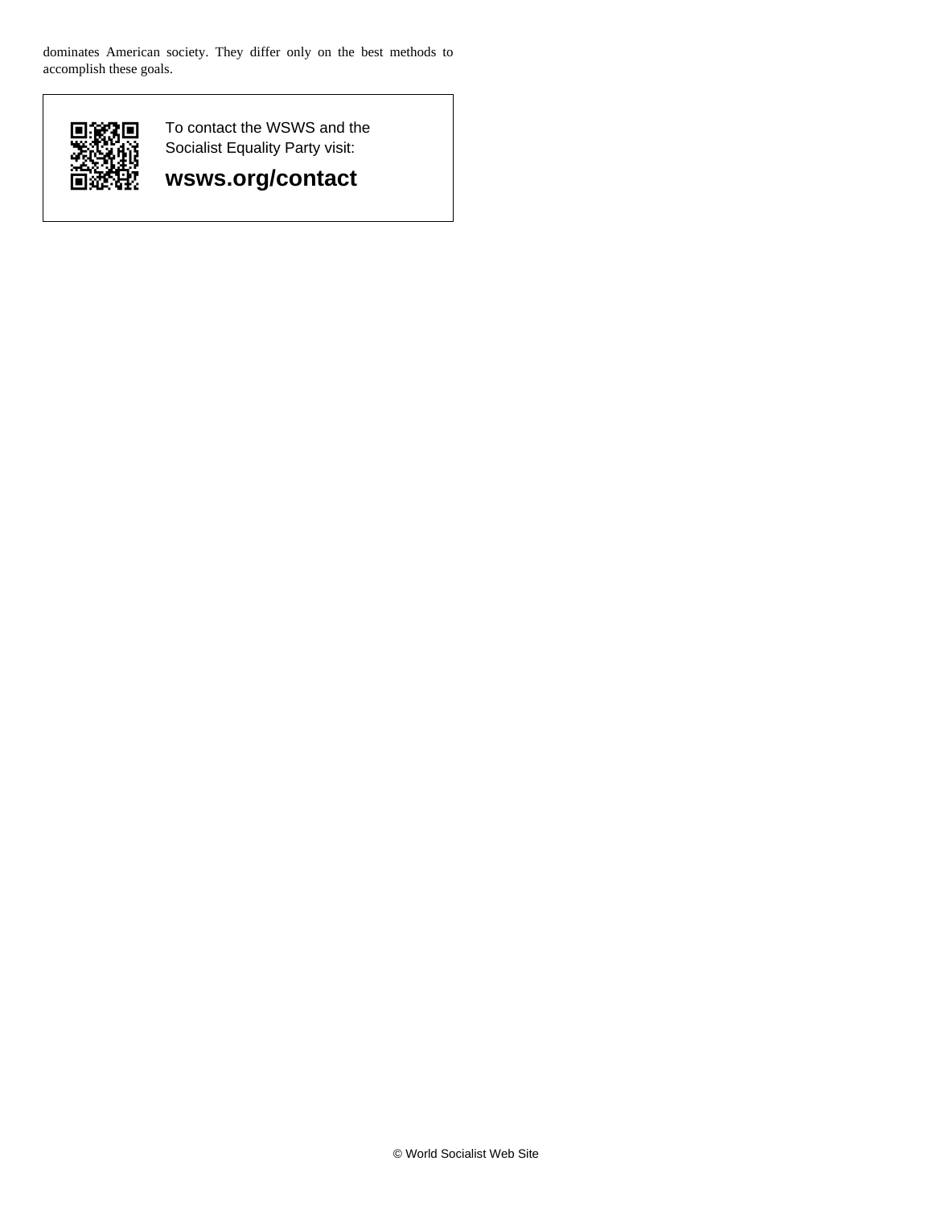dominates American society. They differ only on the best methods to accomplish these goals.

To contact the WSWS and the Socialist Equality Party visit:

**wsws.org/contact**